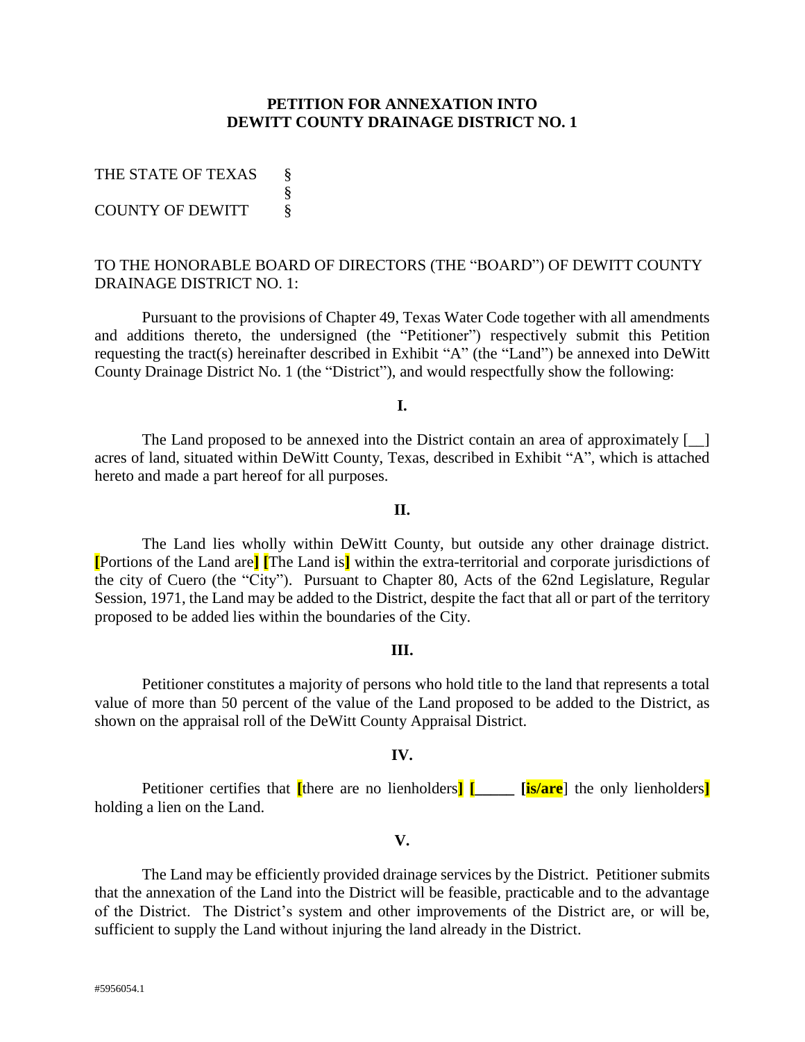**PETITION FOR ANNEXATION INTO**
**DEWITT COUNTY DRAINAGE DISTRICT NO. 1**

THE STATE OF TEXAS §
§
COUNTY OF DEWITT §

TO THE HONORABLE BOARD OF DIRECTORS (THE "BOARD") OF DEWITT COUNTY DRAINAGE DISTRICT NO. 1:

Pursuant to the provisions of Chapter 49, Texas Water Code together with all amendments and additions thereto, the undersigned (the "Petitioner") respectively submit this Petition requesting the tract(s) hereinafter described in Exhibit "A" (the "Land") be annexed into DeWitt County Drainage District No. 1 (the "District"), and would respectfully show the following:

**I.**

The Land proposed to be annexed into the District contain an area of approximately [__] acres of land, situated within DeWitt County, Texas, described in Exhibit "A", which is attached hereto and made a part hereof for all purposes.

**II.**

The Land lies wholly within DeWitt County, but outside any other drainage district. [Portions of the Land are] [The Land is] within the extra-territorial and corporate jurisdictions of the city of Cuero (the "City"). Pursuant to Chapter 80, Acts of the 62nd Legislature, Regular Session, 1971, the Land may be added to the District, despite the fact that all or part of the territory proposed to be added lies within the boundaries of the City.

**III.**

Petitioner constitutes a majority of persons who hold title to the land that represents a total value of more than 50 percent of the value of the Land proposed to be added to the District, as shown on the appraisal roll of the DeWitt County Appraisal District.

**IV.**

Petitioner certifies that [there are no lienholders] [_____ [**is/are**] the only lienholders] holding a lien on the Land.

**V.**

The Land may be efficiently provided drainage services by the District. Petitioner submits that the annexation of the Land into the District will be feasible, practicable and to the advantage of the District. The District's system and other improvements of the District are, or will be, sufficient to supply the Land without injuring the land already in the District.

#5956054.1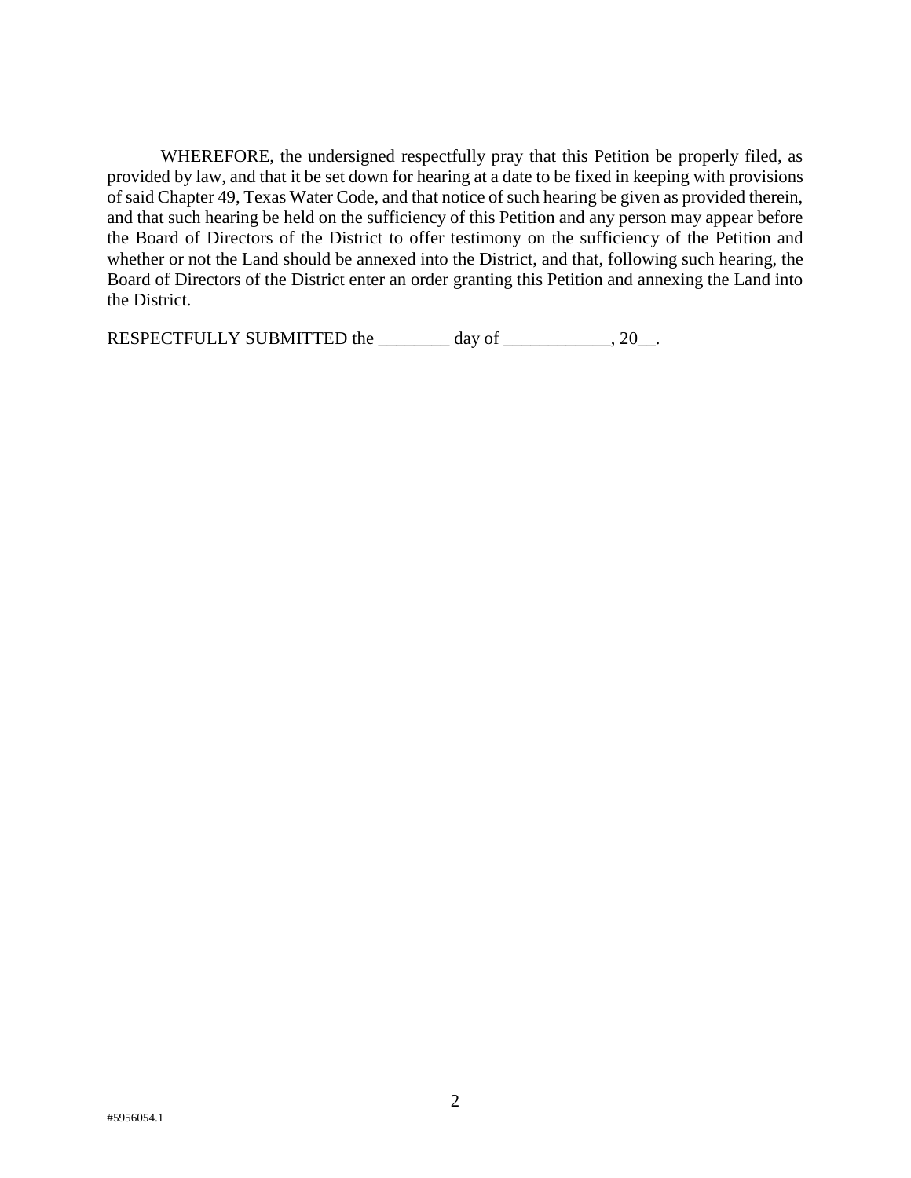WHEREFORE, the undersigned respectfully pray that this Petition be properly filed, as provided by law, and that it be set down for hearing at a date to be fixed in keeping with provisions of said Chapter 49, Texas Water Code, and that notice of such hearing be given as provided therein, and that such hearing be held on the sufficiency of this Petition and any person may appear before the Board of Directors of the District to offer testimony on the sufficiency of the Petition and whether or not the Land should be annexed into the District, and that, following such hearing, the Board of Directors of the District enter an order granting this Petition and annexing the Land into the District.

RESPECTFULLY SUBMITTED the ________ day of ____________, 20__.

#5956054.1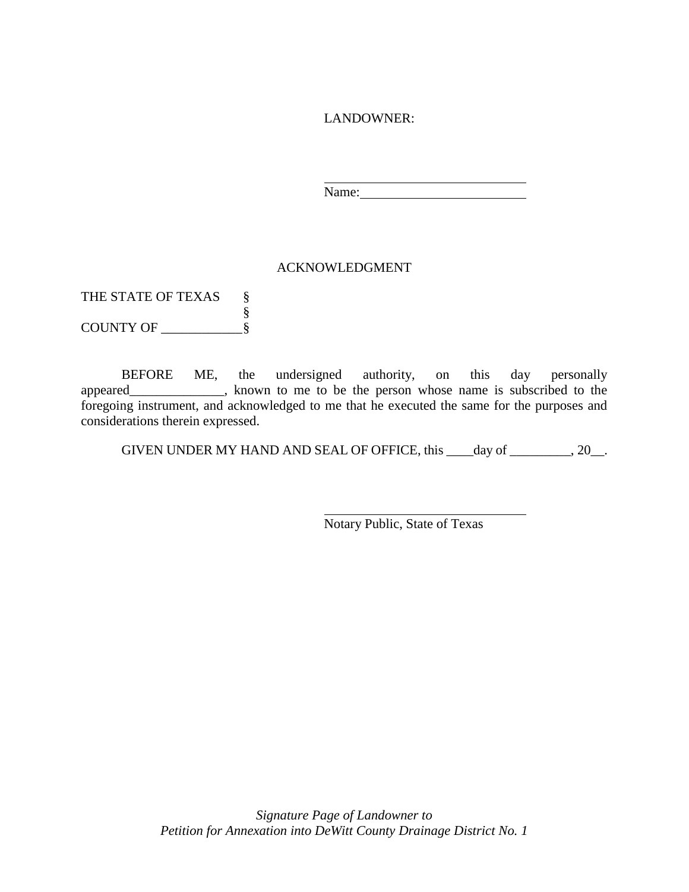LANDOWNER:

\_\_\_\_\_\_\_\_\_\_\_\_\_\_\_\_\_\_\_\_\_\_\_\_\_\_\_\_\_\_
Name:\_\_\_\_\_\_\_\_\_\_\_\_\_\_\_\_\_\_\_\_\_\_\_\_\_\_

ACKNOWLEDGMENT

THE STATE OF TEXAS §
§
COUNTY OF \_\_\_\_\_\_\_\_\_\_\_\_§

BEFORE ME, the undersigned authority, on this day personally appeared\_\_\_\_\_\_\_\_\_\_\_\_\_\_, known to me to be the person whose name is subscribed to the foregoing instrument, and acknowledged to me that he executed the same for the purposes and considerations therein expressed.

GIVEN UNDER MY HAND AND SEAL OF OFFICE, this \_\_\_\_day of \_\_\_\_\_\_\_\_\_, 20\_\_.

\_\_\_\_\_\_\_\_\_\_\_\_\_\_\_\_\_\_\_\_\_\_\_\_\_\_\_\_\_\_
Notary Public, State of Texas

*Signature Page of Landowner to*
*Petition for Annexation into DeWitt County Drainage District No. 1*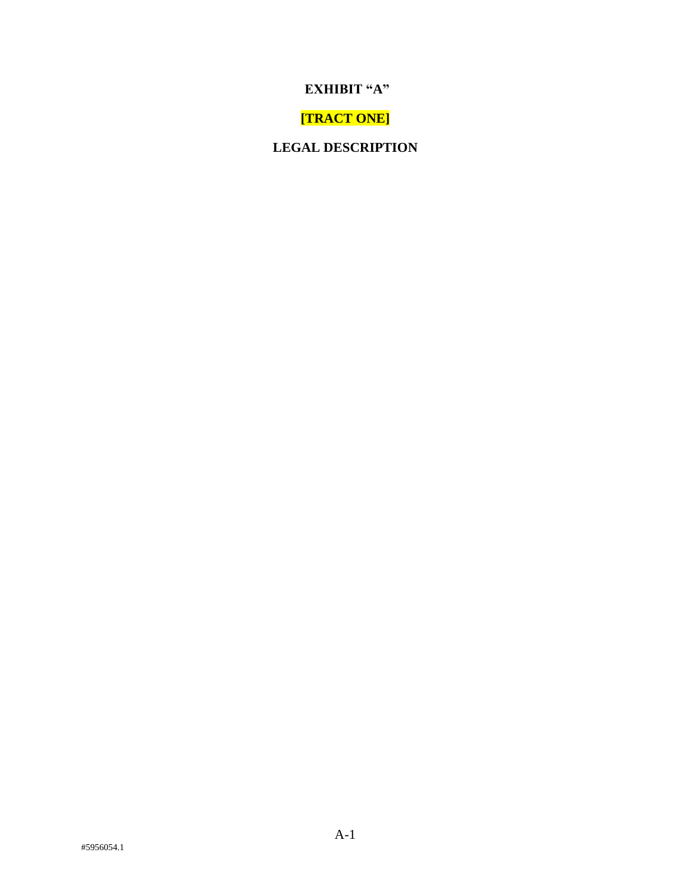**EXHIBIT "A"**

**[TRACT ONE]**

**LEGAL DESCRIPTION**

#5956054.1